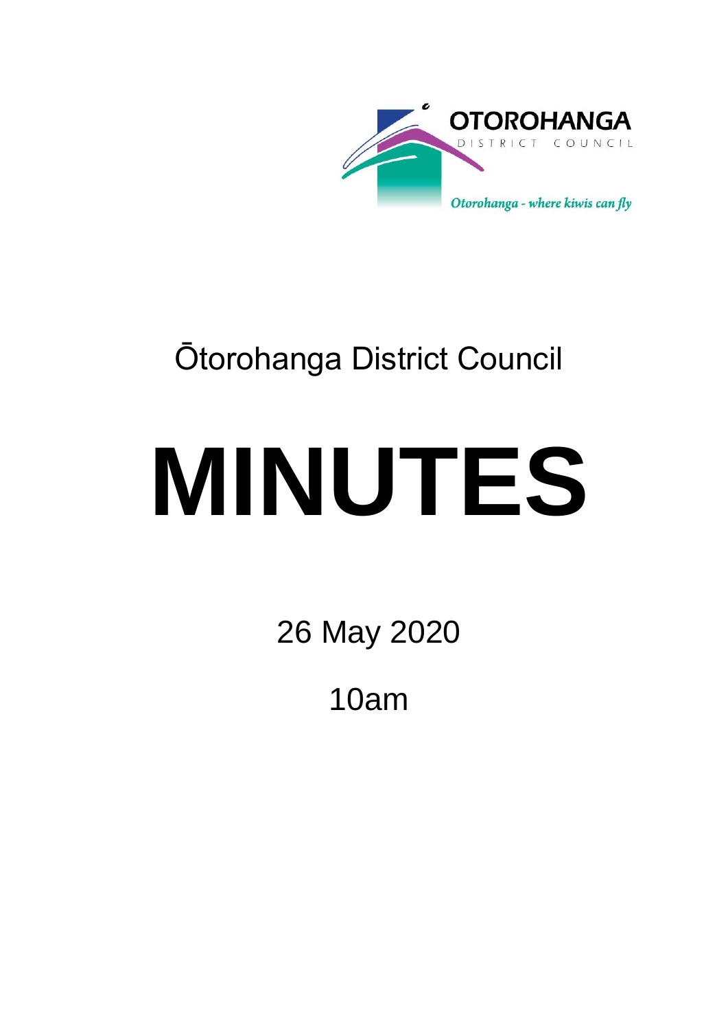OTOROHANGA DISTRICT COUNCIL

*Otorohanga - where kiwis can fly*

Ōtorohanga District Council

# MINUTES

26 May 2020

10am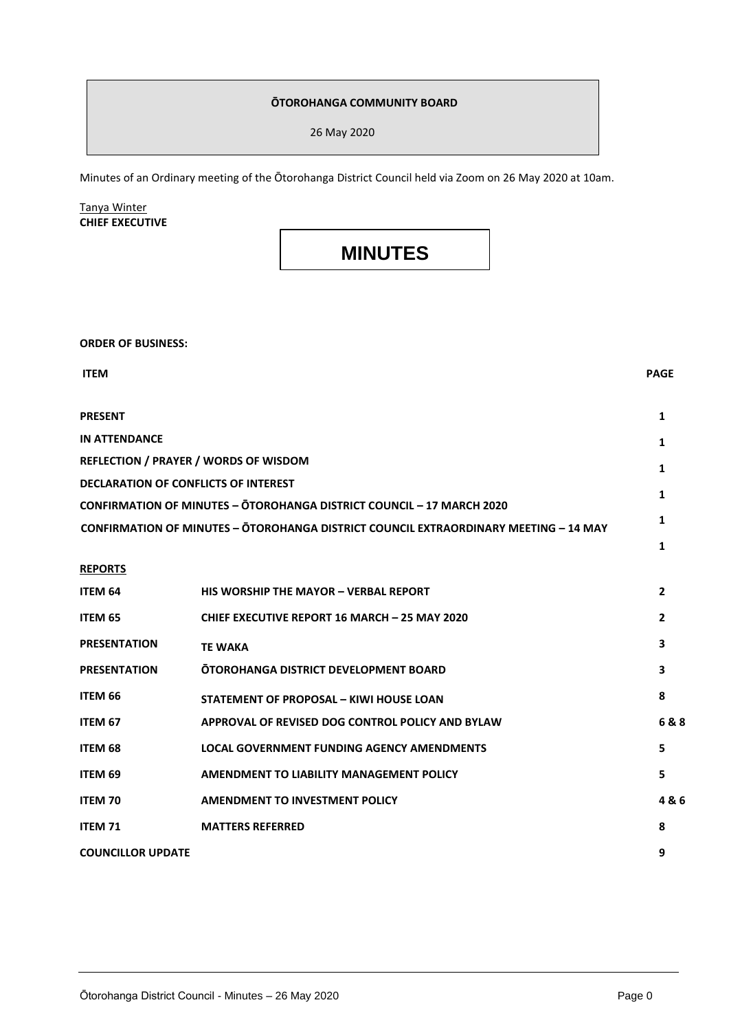**ŌTOROHANGA COMMUNITY BOARD**

26 May 2020

Minutes of an Ordinary meeting of the Ōtorohanga District Council held via Zoom on 26 May 2020 at 10am.

Tanya Winter
**CHIEF EXECUTIVE**

# MINUTES

**ORDER OF BUSINESS:**

| ITEM | | PAGE |
|---|---|---|
| **PRESENT** | | **1** |
| **IN ATTENDANCE** | | **1** |
| **REFLECTION / PRAYER / WORDS OF WISDOM** | | **1** |
| **DECLARATION OF CONFLICTS OF INTEREST** | | **1** |
| **CONFIRMATION OF MINUTES – ŌTOROHANGA DISTRICT COUNCIL – 17 MARCH 2020** | | **1** |
| **CONFIRMATION OF MINUTES – ŌTOROHANGA DISTRICT COUNCIL EXTRAORDINARY MEETING – 14 MAY** | | **1** |
| **REPORTS** | | |
| **ITEM 64** | **HIS WORSHIP THE MAYOR – VERBAL REPORT** | **2** |
| **ITEM 65** | **CHIEF EXECUTIVE REPORT 16 MARCH – 25 MAY 2020** | **2** |
| **PRESENTATION** | **TE WAKA** | **3** |
| **PRESENTATION** | **ŌTOROHANGA DISTRICT DEVELOPMENT BOARD** | **3** |
| **ITEM 66** | **STATEMENT OF PROPOSAL – KIWI HOUSE LOAN** | **8** |
| **ITEM 67** | **APPROVAL OF REVISED DOG CONTROL POLICY AND BYLAW** | **6 & 8** |
| **ITEM 68** | **LOCAL GOVERNMENT FUNDING AGENCY AMENDMENTS** | **5** |
| **ITEM 69** | **AMENDMENT TO LIABILITY MANAGEMENT POLICY** | **5** |
| **ITEM 70** | **AMENDMENT TO INVESTMENT POLICY** | **4 & 6** |
| **ITEM 71** | **MATTERS REFERRED** | **8** |
| **COUNCILLOR UPDATE** | | **9** |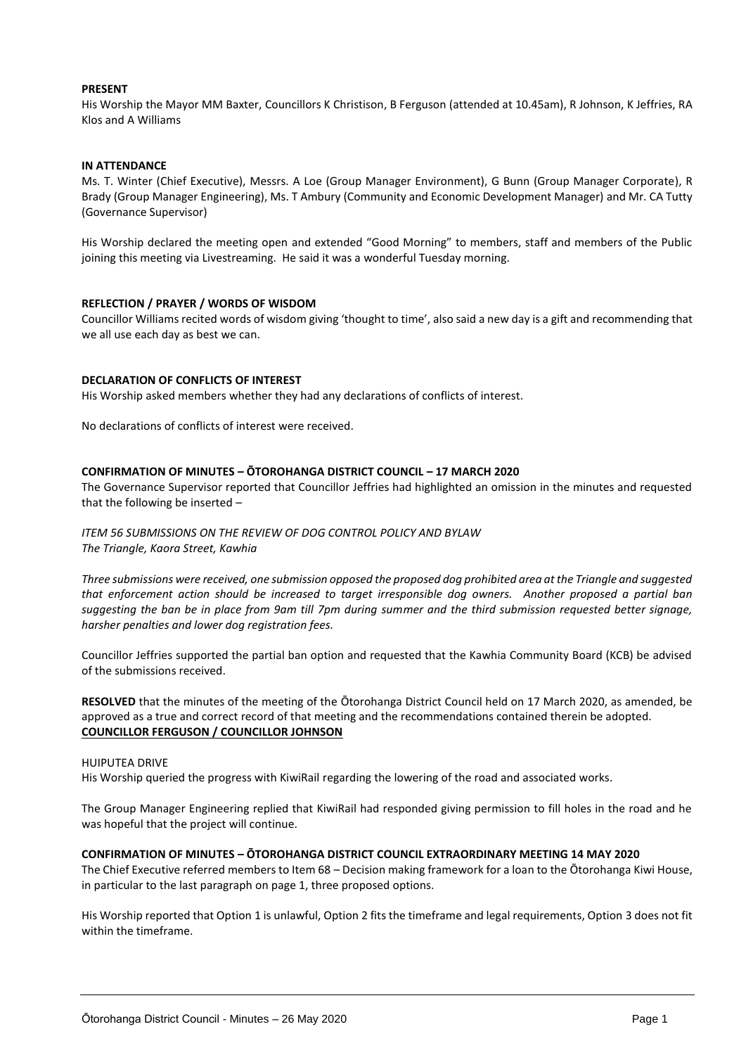**PRESENT**

His Worship the Mayor MM Baxter, Councillors K Christison, B Ferguson (attended at 10.45am), R Johnson, K Jeffries, RA Klos and A Williams

**IN ATTENDANCE**

Ms. T. Winter (Chief Executive), Messrs. A Loe (Group Manager Environment), G Bunn (Group Manager Corporate), R Brady (Group Manager Engineering), Ms. T Ambury (Community and Economic Development Manager) and Mr. CA Tutty (Governance Supervisor)

His Worship declared the meeting open and extended "Good Morning" to members, staff and members of the Public joining this meeting via Livestreaming. He said it was a wonderful Tuesday morning.

**REFLECTION / PRAYER / WORDS OF WISDOM**

Councillor Williams recited words of wisdom giving 'thought to time', also said a new day is a gift and recommending that we all use each day as best we can.

**DECLARATION OF CONFLICTS OF INTEREST**

His Worship asked members whether they had any declarations of conflicts of interest.

No declarations of conflicts of interest were received.

**CONFIRMATION OF MINUTES – ŌTOROHANGA DISTRICT COUNCIL – 17 MARCH 2020**

The Governance Supervisor reported that Councillor Jeffries had highlighted an omission in the minutes and requested that the following be inserted –

*ITEM 56 SUBMISSIONS ON THE REVIEW OF DOG CONTROL POLICY AND BYLAW*
*The Triangle, Kaora Street, Kawhia*

*Three submissions were received, one submission opposed the proposed dog prohibited area at the Triangle and suggested that enforcement action should be increased to target irresponsible dog owners. Another proposed a partial ban suggesting the ban be in place from 9am till 7pm during summer and the third submission requested better signage, harsher penalties and lower dog registration fees.*

Councillor Jeffries supported the partial ban option and requested that the Kawhia Community Board (KCB) be advised of the submissions received.

**RESOLVED** that the minutes of the meeting of the Ōtorohanga District Council held on 17 March 2020, as amended, be approved as a true and correct record of that meeting and the recommendations contained therein be adopted.
**COUNCILLOR FERGUSON / COUNCILLOR JOHNSON**

HUIPUTEA DRIVE

His Worship queried the progress with KiwiRail regarding the lowering of the road and associated works.

The Group Manager Engineering replied that KiwiRail had responded giving permission to fill holes in the road and he was hopeful that the project will continue.

**CONFIRMATION OF MINUTES – ŌTOROHANGA DISTRICT COUNCIL EXTRAORDINARY MEETING 14 MAY 2020**

The Chief Executive referred members to Item 68 – Decision making framework for a loan to the Ōtorohanga Kiwi House, in particular to the last paragraph on page 1, three proposed options.

His Worship reported that Option 1 is unlawful, Option 2 fits the timeframe and legal requirements, Option 3 does not fit within the timeframe.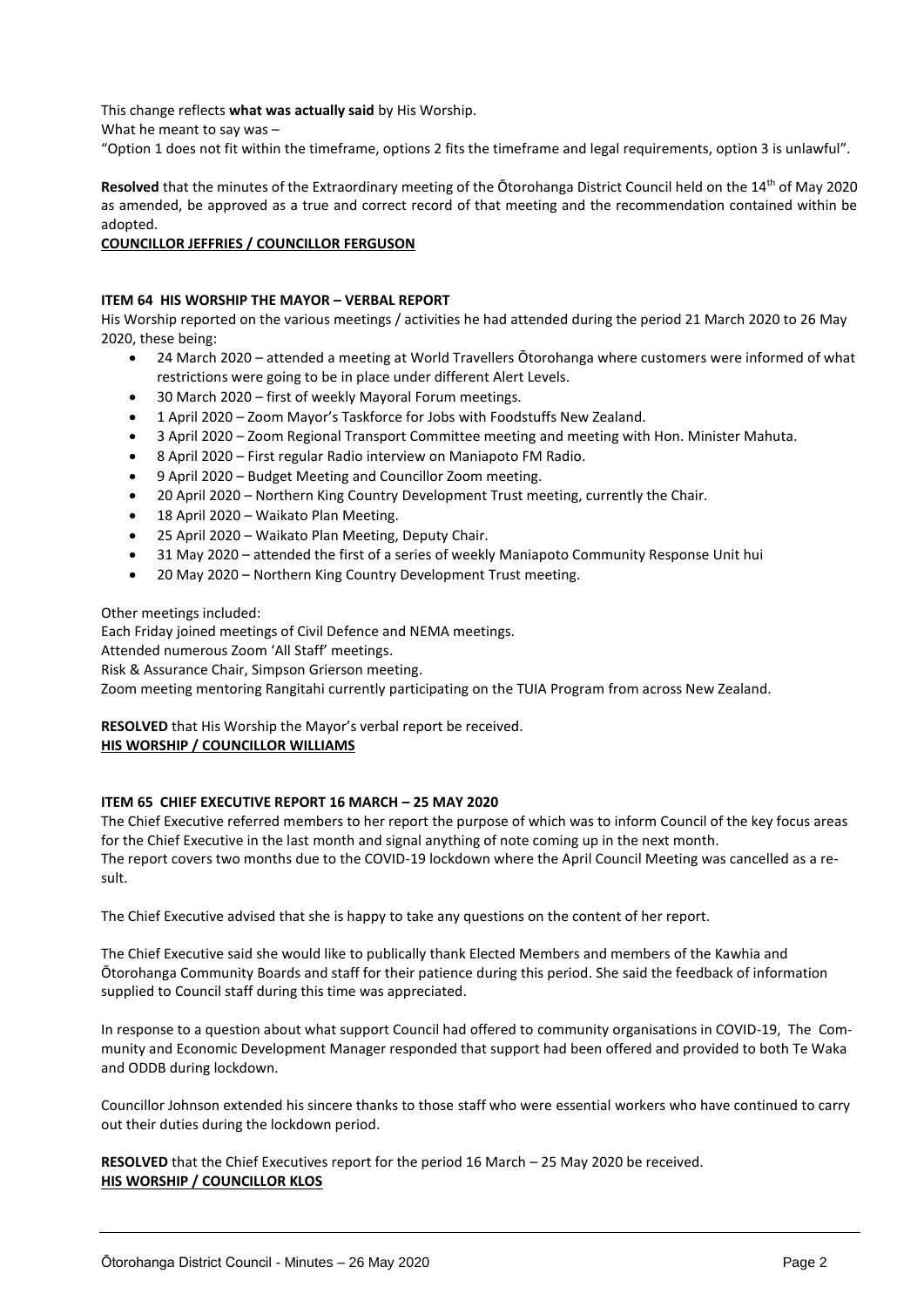This change reflects **what was actually said** by His Worship.

What he meant to say was –

"Option 1 does not fit within the timeframe, options 2 fits the timeframe and legal requirements, option 3 is unlawful".

**Resolved** that the minutes of the Extraordinary meeting of the Ōtorohanga District Council held on the 14th of May 2020 as amended, be approved as a true and correct record of that meeting and the recommendation contained within be adopted.

**COUNCILLOR JEFFRIES / COUNCILLOR FERGUSON**

**ITEM 64 HIS WORSHIP THE MAYOR – VERBAL REPORT**

His Worship reported on the various meetings / activities he had attended during the period 21 March 2020 to 26 May 2020, these being:

- 24 March 2020 – attended a meeting at World Travellers Ōtorohanga where customers were informed of what restrictions were going to be in place under different Alert Levels.
- 30 March 2020 – first of weekly Mayoral Forum meetings.
- 1 April 2020 – Zoom Mayor's Taskforce for Jobs with Foodstuffs New Zealand.
- 3 April 2020 – Zoom Regional Transport Committee meeting and meeting with Hon. Minister Mahuta.
- 8 April 2020 – First regular Radio interview on Maniapoto FM Radio.
- 9 April 2020 – Budget Meeting and Councillor Zoom meeting.
- 20 April 2020 – Northern King Country Development Trust meeting, currently the Chair.
- 18 April 2020 – Waikato Plan Meeting.
- 25 April 2020 – Waikato Plan Meeting, Deputy Chair.
- 31 May 2020 – attended the first of a series of weekly Maniapoto Community Response Unit hui
- 20 May 2020 – Northern King Country Development Trust meeting.

Other meetings included:

Each Friday joined meetings of Civil Defence and NEMA meetings.

Attended numerous Zoom 'All Staff' meetings.

Risk & Assurance Chair, Simpson Grierson meeting.

Zoom meeting mentoring Rangitahi currently participating on the TUIA Program from across New Zealand.

**RESOLVED** that His Worship the Mayor's verbal report be received.

**HIS WORSHIP / COUNCILLOR WILLIAMS**

**ITEM 65 CHIEF EXECUTIVE REPORT 16 MARCH – 25 MAY 2020**

The Chief Executive referred members to her report the purpose of which was to inform Council of the key focus areas for the Chief Executive in the last month and signal anything of note coming up in the next month.

The report covers two months due to the COVID-19 lockdown where the April Council Meeting was cancelled as a result.

The Chief Executive advised that she is happy to take any questions on the content of her report.

The Chief Executive said she would like to publically thank Elected Members and members of the Kawhia and Ōtorohanga Community Boards and staff for their patience during this period. She said the feedback of information supplied to Council staff during this time was appreciated.

In response to a question about what support Council had offered to community organisations in COVID-19, The Community and Economic Development Manager responded that support had been offered and provided to both Te Waka and ODDB during lockdown.

Councillor Johnson extended his sincere thanks to those staff who were essential workers who have continued to carry out their duties during the lockdown period.

**RESOLVED** that the Chief Executives report for the period 16 March – 25 May 2020 be received.

**HIS WORSHIP / COUNCILLOR KLOS**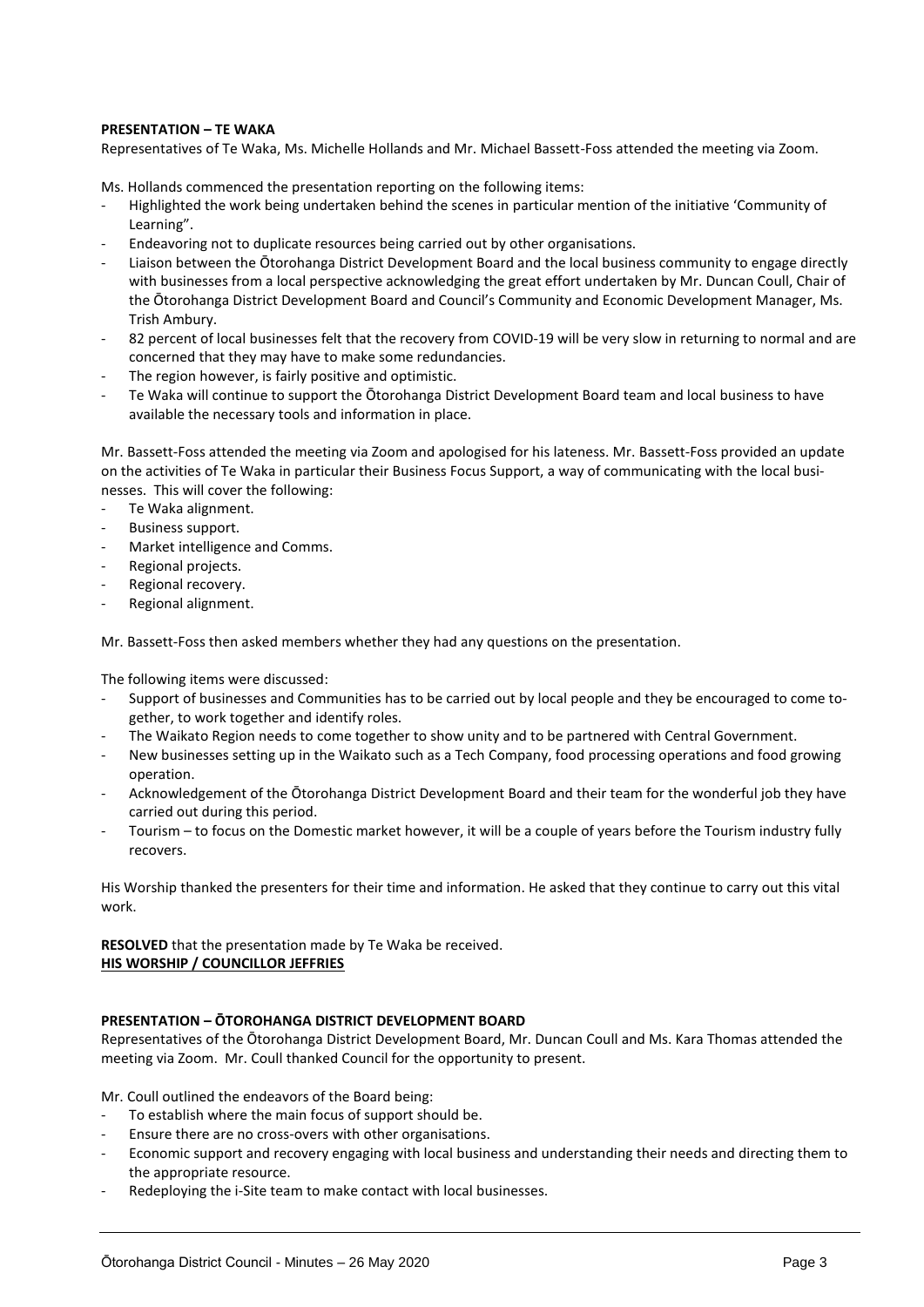**PRESENTATION – TE WAKA**

Representatives of Te Waka, Ms. Michelle Hollands and Mr. Michael Bassett-Foss attended the meeting via Zoom.

Ms. Hollands commenced the presentation reporting on the following items:

- Highlighted the work being undertaken behind the scenes in particular mention of the initiative 'Community of Learning".
- Endeavoring not to duplicate resources being carried out by other organisations.
- Liaison between the Ōtorohanga District Development Board and the local business community to engage directly with businesses from a local perspective acknowledging the great effort undertaken by Mr. Duncan Coull, Chair of the Ōtorohanga District Development Board and Council's Community and Economic Development Manager, Ms. Trish Ambury.
- 82 percent of local businesses felt that the recovery from COVID-19 will be very slow in returning to normal and are concerned that they may have to make some redundancies.
- The region however, is fairly positive and optimistic.
- Te Waka will continue to support the Ōtorohanga District Development Board team and local business to have available the necessary tools and information in place.

Mr. Bassett-Foss attended the meeting via Zoom and apologised for his lateness. Mr. Bassett-Foss provided an update on the activities of Te Waka in particular their Business Focus Support, a way of communicating with the local businesses. This will cover the following:

- Te Waka alignment.
- Business support.
- Market intelligence and Comms.
- Regional projects.
- Regional recovery.
- Regional alignment.

Mr. Bassett-Foss then asked members whether they had any questions on the presentation.

The following items were discussed:

- Support of businesses and Communities has to be carried out by local people and they be encouraged to come together, to work together and identify roles.
- The Waikato Region needs to come together to show unity and to be partnered with Central Government.
- New businesses setting up in the Waikato such as a Tech Company, food processing operations and food growing operation.
- Acknowledgement of the Ōtorohanga District Development Board and their team for the wonderful job they have carried out during this period.
- Tourism – to focus on the Domestic market however, it will be a couple of years before the Tourism industry fully recovers.

His Worship thanked the presenters for their time and information. He asked that they continue to carry out this vital work.

**RESOLVED** that the presentation made by Te Waka be received.
**HIS WORSHIP / COUNCILLOR JEFFRIES**

**PRESENTATION – ŌTOROHANGA DISTRICT DEVELOPMENT BOARD**

Representatives of the Ōtorohanga District Development Board, Mr. Duncan Coull and Ms. Kara Thomas attended the meeting via Zoom. Mr. Coull thanked Council for the opportunity to present.

Mr. Coull outlined the endeavors of the Board being:

- To establish where the main focus of support should be.
- Ensure there are no cross-overs with other organisations.
- Economic support and recovery engaging with local business and understanding their needs and directing them to the appropriate resource.
- Redeploying the i-Site team to make contact with local businesses.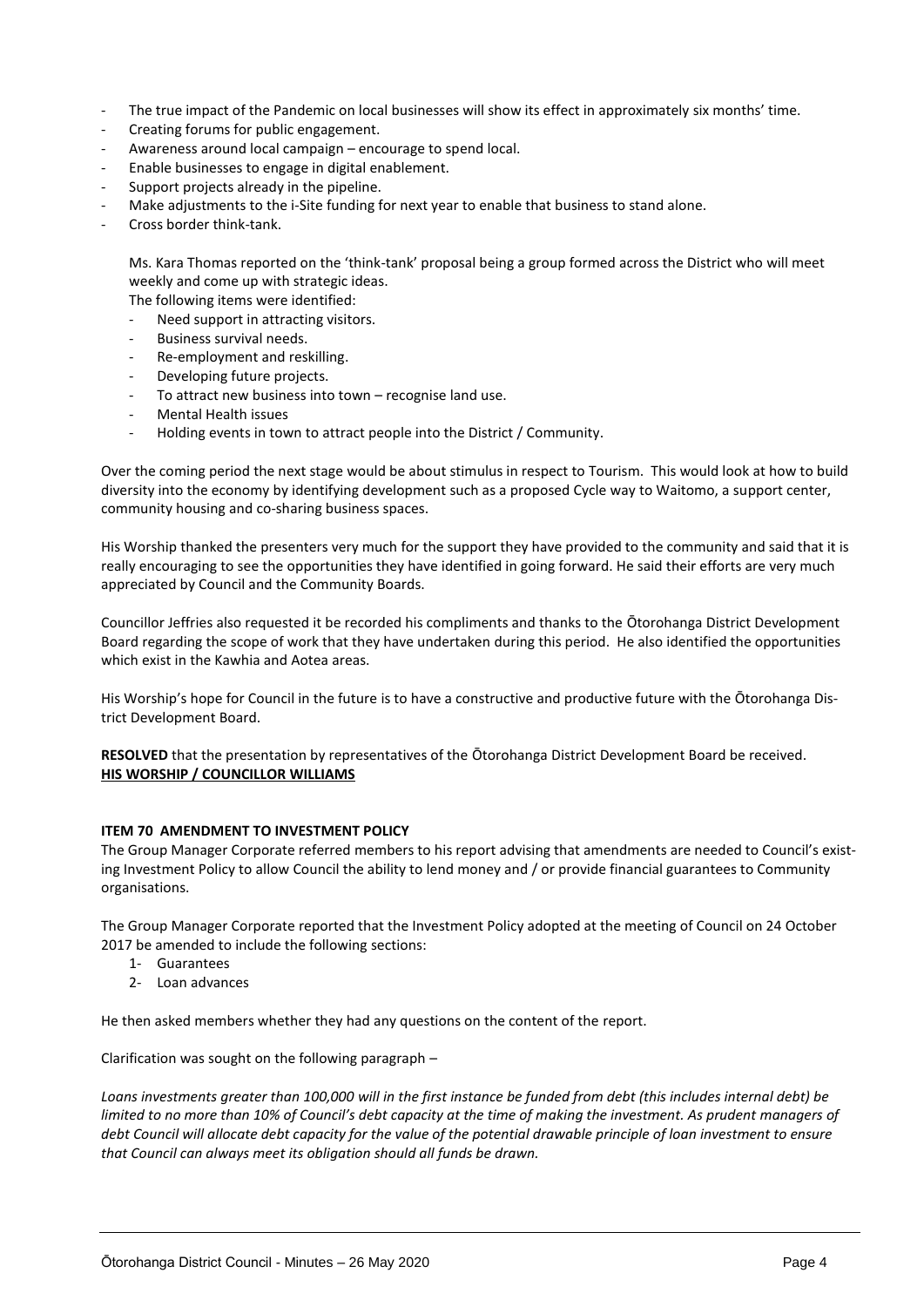- The true impact of the Pandemic on local businesses will show its effect in approximately six months' time.
- Creating forums for public engagement.
- Awareness around local campaign – encourage to spend local.
- Enable businesses to engage in digital enablement.
- Support projects already in the pipeline.
- Make adjustments to the i-Site funding for next year to enable that business to stand alone.
- Cross border think-tank.

Ms. Kara Thomas reported on the 'think-tank' proposal being a group formed across the District who will meet weekly and come up with strategic ideas.
The following items were identified:

- Need support in attracting visitors.
- Business survival needs.
- Re-employment and reskilling.
- Developing future projects.
- To attract new business into town – recognise land use.
- Mental Health issues
- Holding events in town to attract people into the District / Community.

Over the coming period the next stage would be about stimulus in respect to Tourism. This would look at how to build diversity into the economy by identifying development such as a proposed Cycle way to Waitomo, a support center, community housing and co-sharing business spaces.

His Worship thanked the presenters very much for the support they have provided to the community and said that it is really encouraging to see the opportunities they have identified in going forward. He said their efforts are very much appreciated by Council and the Community Boards.

Councillor Jeffries also requested it be recorded his compliments and thanks to the Ōtorohanga District Development Board regarding the scope of work that they have undertaken during this period. He also identified the opportunities which exist in the Kawhia and Aotea areas.

His Worship's hope for Council in the future is to have a constructive and productive future with the Ōtorohanga District Development Board.

**RESOLVED** that the presentation by representatives of the Ōtorohanga District Development Board be received.
**HIS WORSHIP / COUNCILLOR WILLIAMS**

**ITEM 70 AMENDMENT TO INVESTMENT POLICY**

The Group Manager Corporate referred members to his report advising that amendments are needed to Council's existing Investment Policy to allow Council the ability to lend money and / or provide financial guarantees to Community organisations.

The Group Manager Corporate reported that the Investment Policy adopted at the meeting of Council on 24 October 2017 be amended to include the following sections:

1- Guarantees
2- Loan advances

He then asked members whether they had any questions on the content of the report.

Clarification was sought on the following paragraph –

*Loans investments greater than 100,000 will in the first instance be funded from debt (this includes internal debt) be limited to no more than 10% of Council's debt capacity at the time of making the investment. As prudent managers of debt Council will allocate debt capacity for the value of the potential drawable principle of loan investment to ensure that Council can always meet its obligation should all funds be drawn.*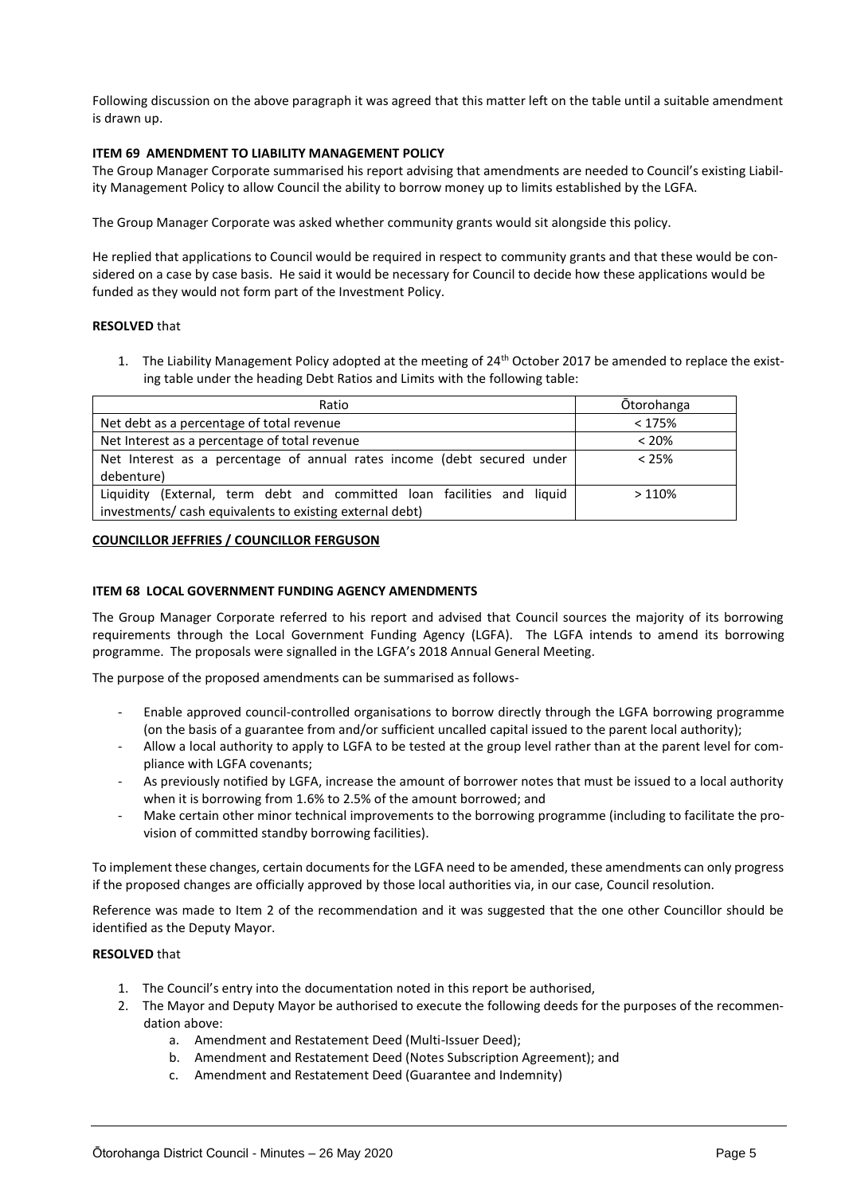Following discussion on the above paragraph it was agreed that this matter left on the table until a suitable amendment is drawn up.

**ITEM 69 AMENDMENT TO LIABILITY MANAGEMENT POLICY**

The Group Manager Corporate summarised his report advising that amendments are needed to Council's existing Liability Management Policy to allow Council the ability to borrow money up to limits established by the LGFA.

The Group Manager Corporate was asked whether community grants would sit alongside this policy.

He replied that applications to Council would be required in respect to community grants and that these would be considered on a case by case basis. He said it would be necessary for Council to decide how these applications would be funded as they would not form part of the Investment Policy.

**RESOLVED** that

1. The Liability Management Policy adopted at the meeting of 24th October 2017 be amended to replace the existing table under the heading Debt Ratios and Limits with the following table:

| Ratio | Ōtorohanga |
|---|---|
| Net debt as a percentage of total revenue | < 175% |
| Net Interest as a percentage of total revenue | < 20% |
| Net Interest as a percentage of annual rates income (debt secured under debenture) | < 25% |
| Liquidity (External, term debt and committed loan facilities and liquid investments/ cash equivalents to existing external debt) | > 110% |

**COUNCILLOR JEFFRIES / COUNCILLOR FERGUSON**

**ITEM 68 LOCAL GOVERNMENT FUNDING AGENCY AMENDMENTS**

The Group Manager Corporate referred to his report and advised that Council sources the majority of its borrowing requirements through the Local Government Funding Agency (LGFA). The LGFA intends to amend its borrowing programme. The proposals were signalled in the LGFA's 2018 Annual General Meeting.

The purpose of the proposed amendments can be summarised as follows-

- Enable approved council-controlled organisations to borrow directly through the LGFA borrowing programme (on the basis of a guarantee from and/or sufficient uncalled capital issued to the parent local authority);
- Allow a local authority to apply to LGFA to be tested at the group level rather than at the parent level for compliance with LGFA covenants;
- As previously notified by LGFA, increase the amount of borrower notes that must be issued to a local authority when it is borrowing from 1.6% to 2.5% of the amount borrowed; and
- Make certain other minor technical improvements to the borrowing programme (including to facilitate the provision of committed standby borrowing facilities).

To implement these changes, certain documents for the LGFA need to be amended, these amendments can only progress if the proposed changes are officially approved by those local authorities via, in our case, Council resolution.

Reference was made to Item 2 of the recommendation and it was suggested that the one other Councillor should be identified as the Deputy Mayor.

**RESOLVED** that

1. The Council's entry into the documentation noted in this report be authorised,
2. The Mayor and Deputy Mayor be authorised to execute the following deeds for the purposes of the recommendation above:
    a. Amendment and Restatement Deed (Multi-Issuer Deed);
    b. Amendment and Restatement Deed (Notes Subscription Agreement); and
    c. Amendment and Restatement Deed (Guarantee and Indemnity)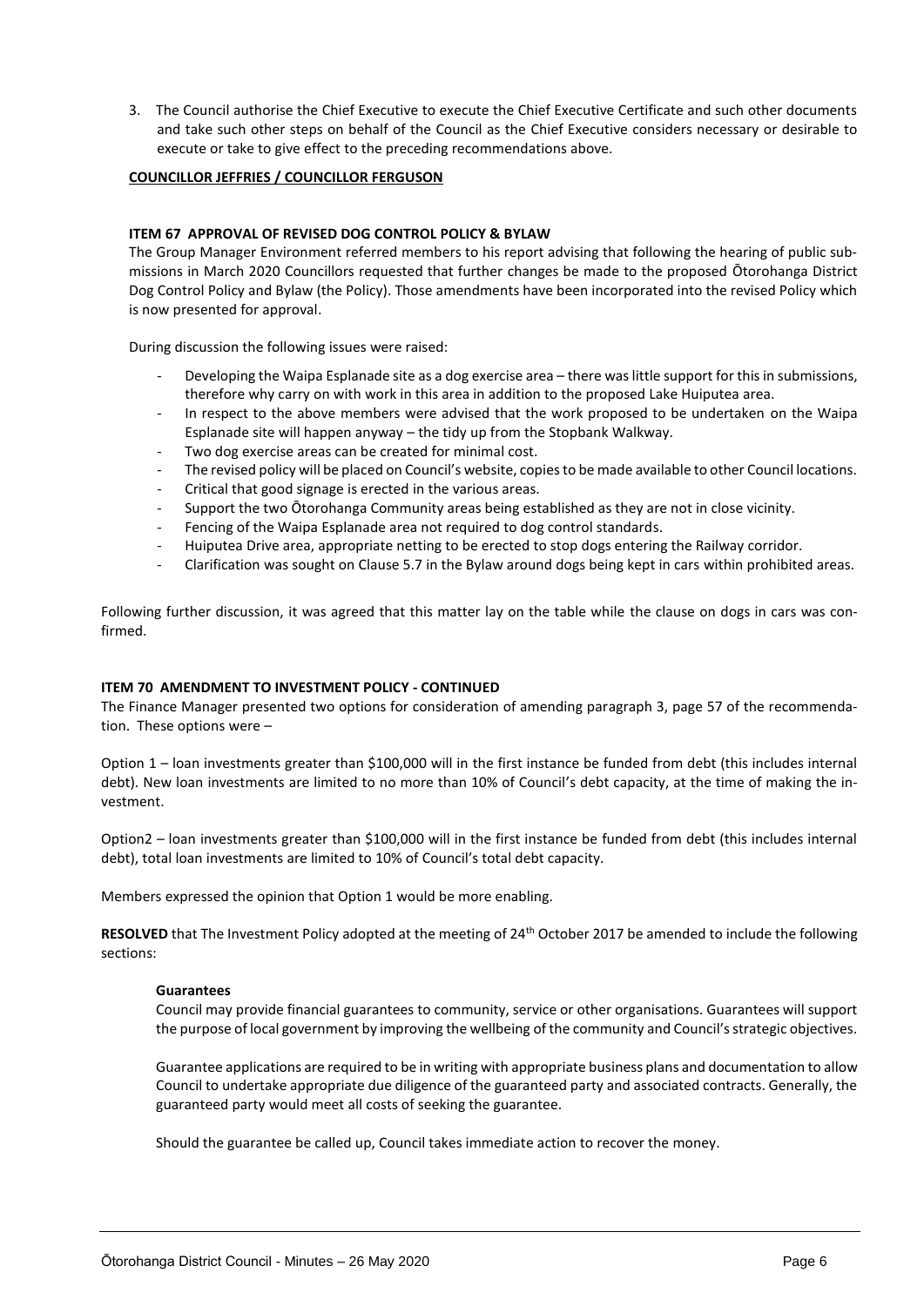3. The Council authorise the Chief Executive to execute the Chief Executive Certificate and such other documents and take such other steps on behalf of the Council as the Chief Executive considers necessary or desirable to execute or take to give effect to the preceding recommendations above.

**COUNCILLOR JEFFRIES / COUNCILLOR FERGUSON**

**ITEM 67 APPROVAL OF REVISED DOG CONTROL POLICY & BYLAW**

The Group Manager Environment referred members to his report advising that following the hearing of public submissions in March 2020 Councillors requested that further changes be made to the proposed Ōtorohanga District Dog Control Policy and Bylaw (the Policy). Those amendments have been incorporated into the revised Policy which is now presented for approval.

During discussion the following issues were raised:

- Developing the Waipa Esplanade site as a dog exercise area – there was little support for this in submissions, therefore why carry on with work in this area in addition to the proposed Lake Huiputea area.
- In respect to the above members were advised that the work proposed to be undertaken on the Waipa Esplanade site will happen anyway – the tidy up from the Stopbank Walkway.
- Two dog exercise areas can be created for minimal cost.
- The revised policy will be placed on Council's website, copies to be made available to other Council locations.
- Critical that good signage is erected in the various areas.
- Support the two Ōtorohanga Community areas being established as they are not in close vicinity.
- Fencing of the Waipa Esplanade area not required to dog control standards.
- Huiputea Drive area, appropriate netting to be erected to stop dogs entering the Railway corridor.
- Clarification was sought on Clause 5.7 in the Bylaw around dogs being kept in cars within prohibited areas.

Following further discussion, it was agreed that this matter lay on the table while the clause on dogs in cars was confirmed.

**ITEM 70 AMENDMENT TO INVESTMENT POLICY - CONTINUED**

The Finance Manager presented two options for consideration of amending paragraph 3, page 57 of the recommendation. These options were –

Option 1 – loan investments greater than $100,000 will in the first instance be funded from debt (this includes internal debt). New loan investments are limited to no more than 10% of Council's debt capacity, at the time of making the investment.

Option2 – loan investments greater than $100,000 will in the first instance be funded from debt (this includes internal debt), total loan investments are limited to 10% of Council's total debt capacity.

Members expressed the opinion that Option 1 would be more enabling.

**RESOLVED** that The Investment Policy adopted at the meeting of 24th October 2017 be amended to include the following sections:

**Guarantees**

Council may provide financial guarantees to community, service or other organisations. Guarantees will support the purpose of local government by improving the wellbeing of the community and Council's strategic objectives.

Guarantee applications are required to be in writing with appropriate business plans and documentation to allow Council to undertake appropriate due diligence of the guaranteed party and associated contracts. Generally, the guaranteed party would meet all costs of seeking the guarantee.

Should the guarantee be called up, Council takes immediate action to recover the money.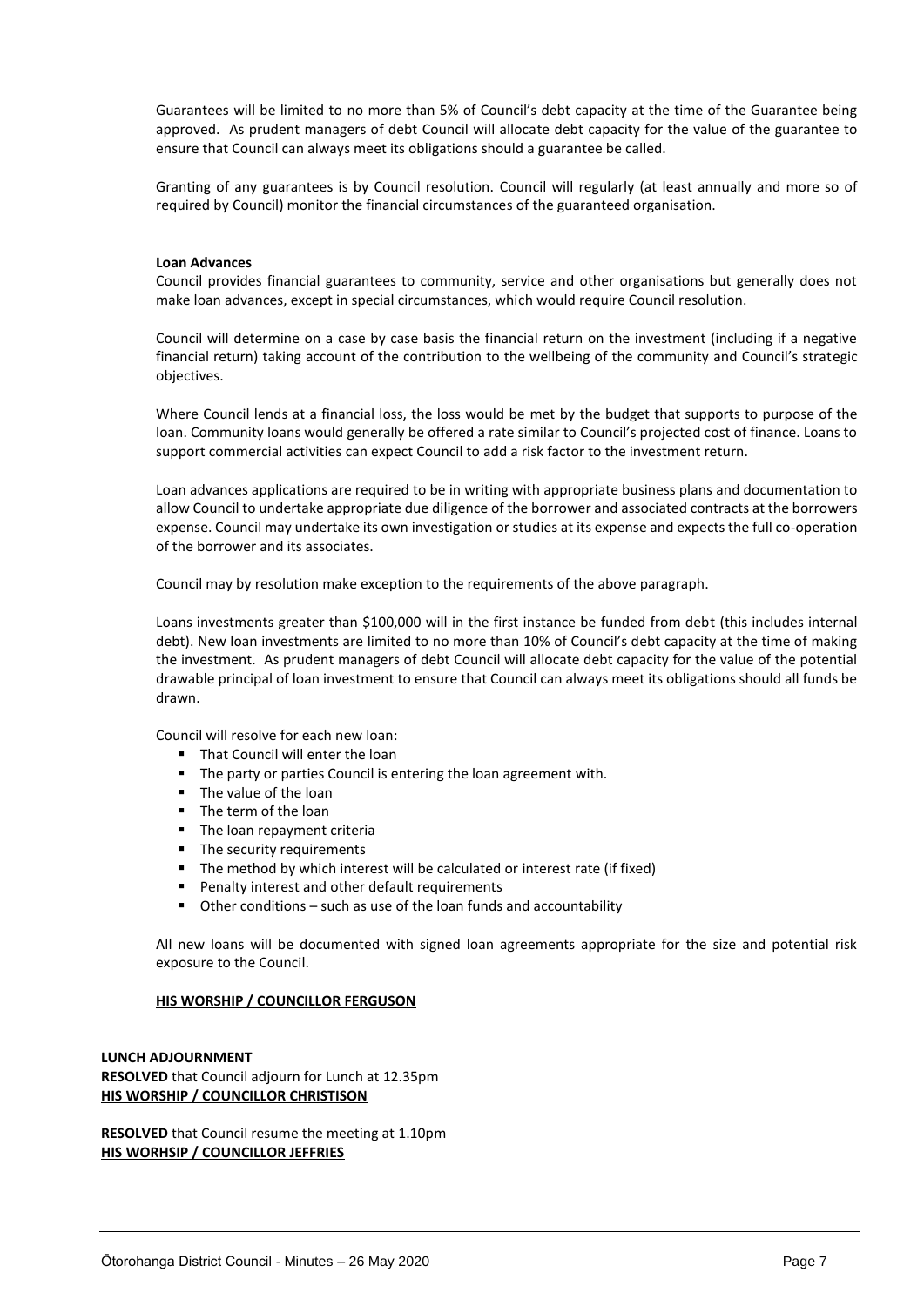Guarantees will be limited to no more than 5% of Council's debt capacity at the time of the Guarantee being approved. As prudent managers of debt Council will allocate debt capacity for the value of the guarantee to ensure that Council can always meet its obligations should a guarantee be called.

Granting of any guarantees is by Council resolution. Council will regularly (at least annually and more so of required by Council) monitor the financial circumstances of the guaranteed organisation.

**Loan Advances**

Council provides financial guarantees to community, service and other organisations but generally does not make loan advances, except in special circumstances, which would require Council resolution.

Council will determine on a case by case basis the financial return on the investment (including if a negative financial return) taking account of the contribution to the wellbeing of the community and Council's strategic objectives.

Where Council lends at a financial loss, the loss would be met by the budget that supports to purpose of the loan. Community loans would generally be offered a rate similar to Council's projected cost of finance. Loans to support commercial activities can expect Council to add a risk factor to the investment return.

Loan advances applications are required to be in writing with appropriate business plans and documentation to allow Council to undertake appropriate due diligence of the borrower and associated contracts at the borrowers expense. Council may undertake its own investigation or studies at its expense and expects the full co-operation of the borrower and its associates.

Council may by resolution make exception to the requirements of the above paragraph.

Loans investments greater than $100,000 will in the first instance be funded from debt (this includes internal debt). New loan investments are limited to no more than 10% of Council's debt capacity at the time of making the investment. As prudent managers of debt Council will allocate debt capacity for the value of the potential drawable principal of loan investment to ensure that Council can always meet its obligations should all funds be drawn.

Council will resolve for each new loan:

- That Council will enter the loan
- The party or parties Council is entering the loan agreement with.
- The value of the loan
- The term of the loan
- The loan repayment criteria
- The security requirements
- The method by which interest will be calculated or interest rate (if fixed)
- Penalty interest and other default requirements
- Other conditions – such as use of the loan funds and accountability

All new loans will be documented with signed loan agreements appropriate for the size and potential risk exposure to the Council.

**HIS WORSHIP / COUNCILLOR FERGUSON**

**LUNCH ADJOURNMENT**

**RESOLVED** that Council adjourn for Lunch at 12.35pm
**HIS WORSHIP / COUNCILLOR CHRISTISON**

**RESOLVED** that Council resume the meeting at 1.10pm
**HIS WORHSIP / COUNCILLOR JEFFRIES**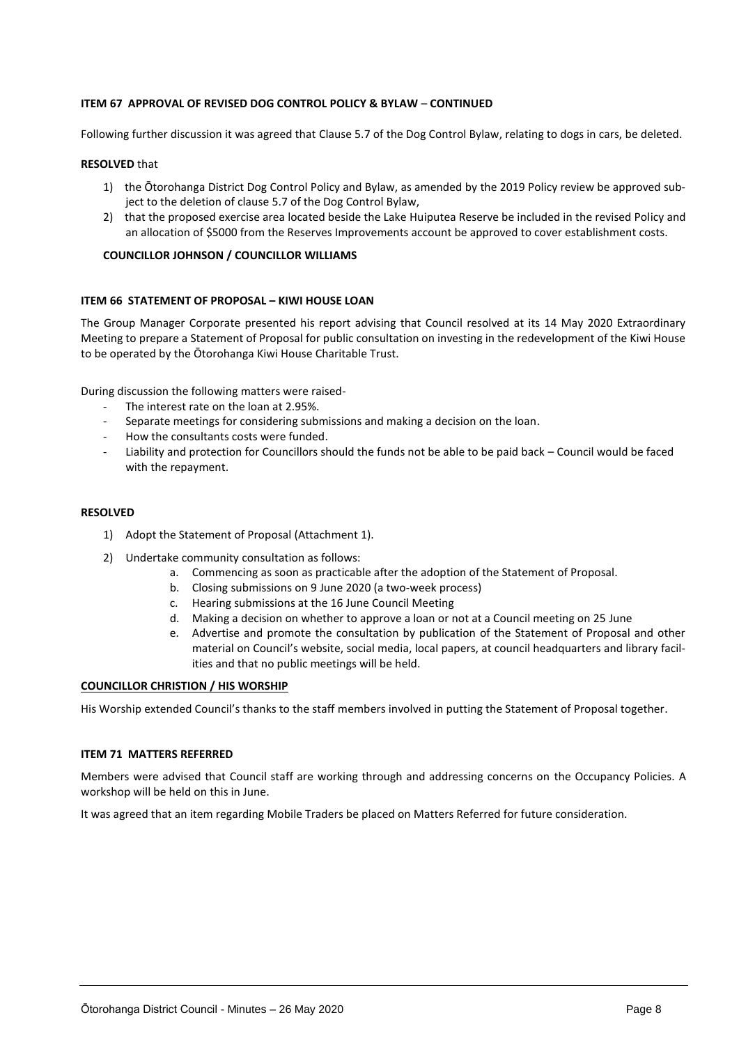**ITEM 67 APPROVAL OF REVISED DOG CONTROL POLICY & BYLAW – CONTINUED**

Following further discussion it was agreed that Clause 5.7 of the Dog Control Bylaw, relating to dogs in cars, be deleted.

**RESOLVED** that

1) the Ōtorohanga District Dog Control Policy and Bylaw, as amended by the 2019 Policy review be approved subject to the deletion of clause 5.7 of the Dog Control Bylaw,
2) that the proposed exercise area located beside the Lake Huiputea Reserve be included in the revised Policy and an allocation of $5000 from the Reserves Improvements account be approved to cover establishment costs.

**COUNCILLOR JOHNSON / COUNCILLOR WILLIAMS**

**ITEM 66 STATEMENT OF PROPOSAL – KIWI HOUSE LOAN**

The Group Manager Corporate presented his report advising that Council resolved at its 14 May 2020 Extraordinary Meeting to prepare a Statement of Proposal for public consultation on investing in the redevelopment of the Kiwi House to be operated by the Ōtorohanga Kiwi House Charitable Trust.

During discussion the following matters were raised-

- The interest rate on the loan at 2.95%.
- Separate meetings for considering submissions and making a decision on the loan.
- How the consultants costs were funded.
- Liability and protection for Councillors should the funds not be able to be paid back – Council would be faced with the repayment.

**RESOLVED**

1) Adopt the Statement of Proposal (Attachment 1).
2) Undertake community consultation as follows:
   a. Commencing as soon as practicable after the adoption of the Statement of Proposal.
   b. Closing submissions on 9 June 2020 (a two-week process)
   c. Hearing submissions at the 16 June Council Meeting
   d. Making a decision on whether to approve a loan or not at a Council meeting on 25 June
   e. Advertise and promote the consultation by publication of the Statement of Proposal and other material on Council's website, social media, local papers, at council headquarters and library facilities and that no public meetings will be held.

**COUNCILLOR CHRISTION / HIS WORSHIP**

His Worship extended Council's thanks to the staff members involved in putting the Statement of Proposal together.

**ITEM 71 MATTERS REFERRED**

Members were advised that Council staff are working through and addressing concerns on the Occupancy Policies. A workshop will be held on this in June.

It was agreed that an item regarding Mobile Traders be placed on Matters Referred for future consideration.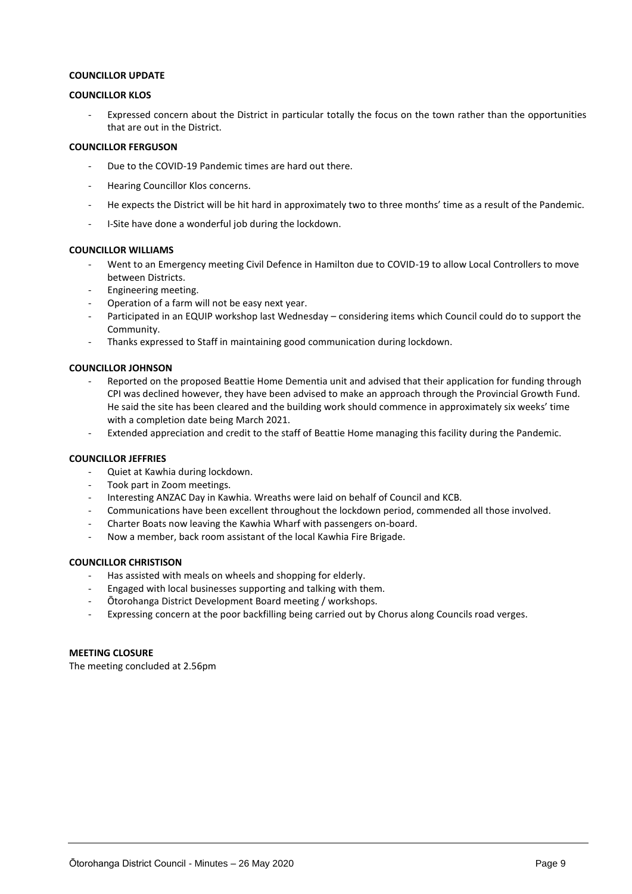**COUNCILLOR UPDATE**

**COUNCILLOR KLOS**

- Expressed concern about the District in particular totally the focus on the town rather than the opportunities that are out in the District.

**COUNCILLOR FERGUSON**

- Due to the COVID-19 Pandemic times are hard out there.
- Hearing Councillor Klos concerns.
- He expects the District will be hit hard in approximately two to three months' time as a result of the Pandemic.
- I-Site have done a wonderful job during the lockdown.

**COUNCILLOR WILLIAMS**

- Went to an Emergency meeting Civil Defence in Hamilton due to COVID-19 to allow Local Controllers to move between Districts.
- Engineering meeting.
- Operation of a farm will not be easy next year.
- Participated in an EQUIP workshop last Wednesday – considering items which Council could do to support the Community.
- Thanks expressed to Staff in maintaining good communication during lockdown.

**COUNCILLOR JOHNSON**

- Reported on the proposed Beattie Home Dementia unit and advised that their application for funding through CPI was declined however, they have been advised to make an approach through the Provincial Growth Fund. He said the site has been cleared and the building work should commence in approximately six weeks' time with a completion date being March 2021.
- Extended appreciation and credit to the staff of Beattie Home managing this facility during the Pandemic.

**COUNCILLOR JEFFRIES**

- Quiet at Kawhia during lockdown.
- Took part in Zoom meetings.
- Interesting ANZAC Day in Kawhia. Wreaths were laid on behalf of Council and KCB.
- Communications have been excellent throughout the lockdown period, commended all those involved.
- Charter Boats now leaving the Kawhia Wharf with passengers on-board.
- Now a member, back room assistant of the local Kawhia Fire Brigade.

**COUNCILLOR CHRISTISON**

- Has assisted with meals on wheels and shopping for elderly.
- Engaged with local businesses supporting and talking with them.
- Ōtorohanga District Development Board meeting / workshops.
- Expressing concern at the poor backfilling being carried out by Chorus along Councils road verges.

**MEETING CLOSURE**

The meeting concluded at 2.56pm